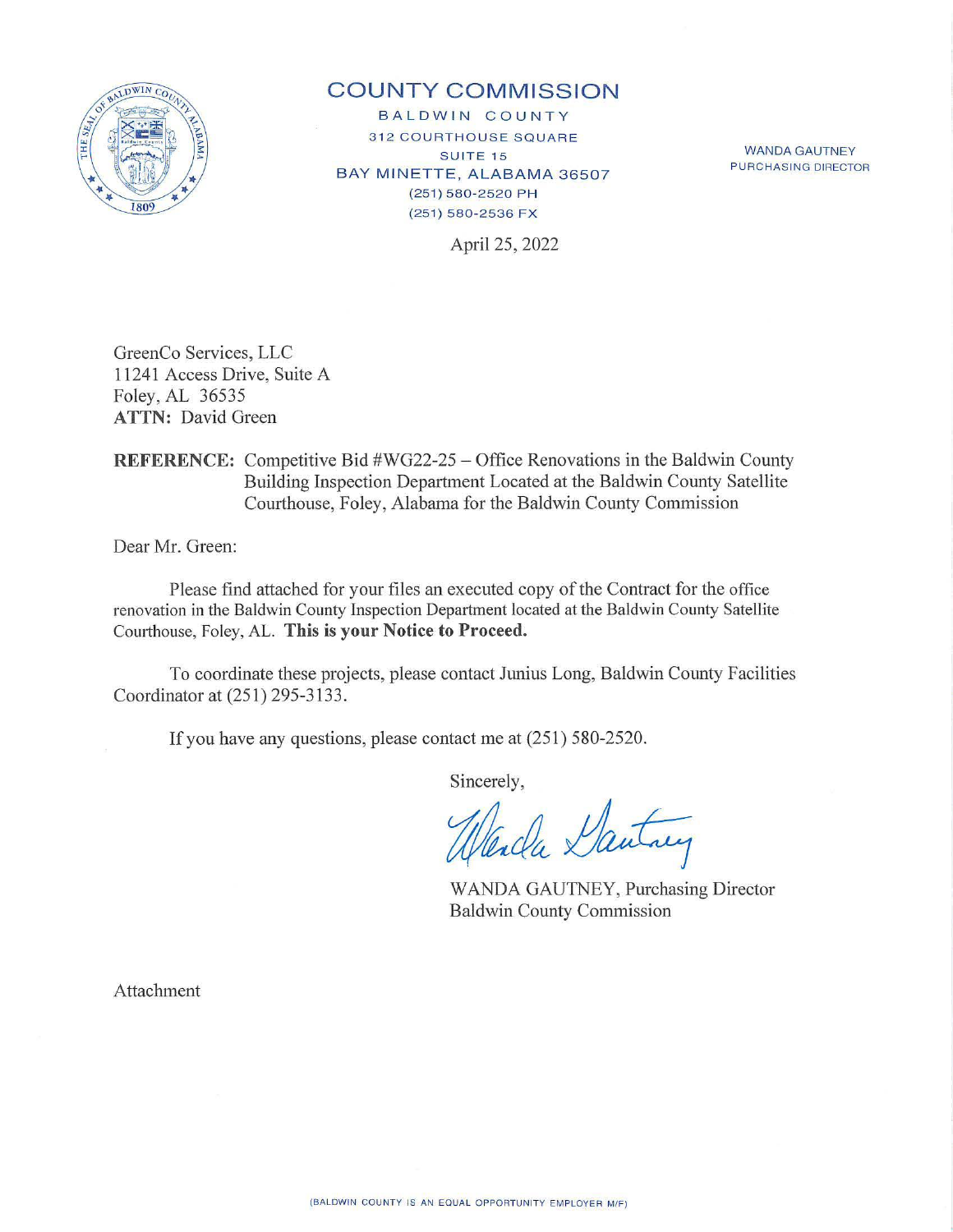# COUNTY COMMISSION

BALDWIN COUNTY
312 COURTHOUSE SQUARE
SUITE 15
BAY MINETTE, ALABAMA 36507
(251) 580-2520 PH
(251) 580-2536 FX

WANDA GAUTNEY
PURCHASING DIRECTOR

April 25, 2022

GreenCo Services, LLC
11241 Access Drive, Suite A
Foley, AL 36535
**ATTN:** David Green

**REFERENCE:** Competitive Bid #WG22-25 – Office Renovations in the Baldwin County Building Inspection Department Located at the Baldwin County Satellite Courthouse, Foley, Alabama for the Baldwin County Commission

Dear Mr. Green:

Please find attached for your files an executed copy of the Contract for the office renovation in the Baldwin County Inspection Department located at the Baldwin County Satellite Courthouse, Foley, AL. **This is your Notice to Proceed.**

To coordinate these projects, please contact Junius Long, Baldwin County Facilities Coordinator at (251) 295-3133.

If you have any questions, please contact me at (251) 580-2520.

Sincerely,

WANDA GAUTNEY, Purchasing Director
Baldwin County Commission

Attachment

(BALDWIN COUNTY IS AN EQUAL OPPORTUNITY EMPLOYER M/F)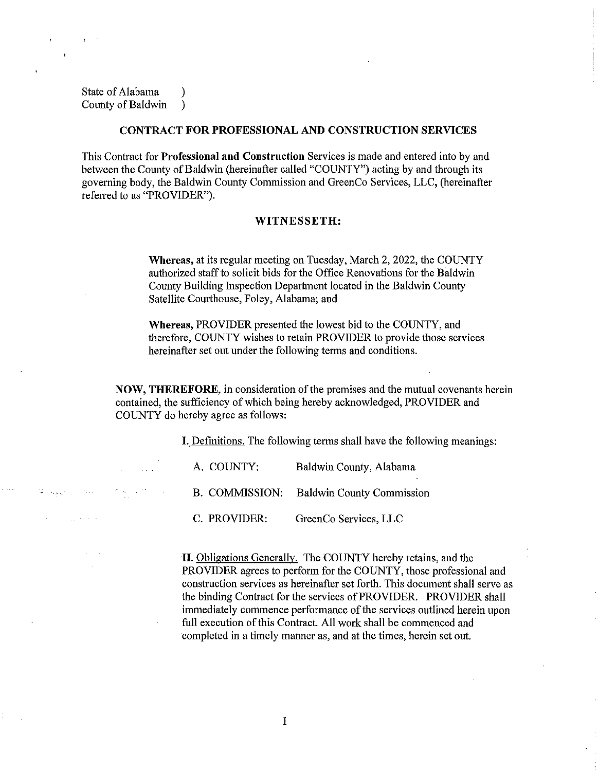State of Alabama )
County of Baldwin )

## CONTRACT FOR PROFESSIONAL AND CONSTRUCTION SERVICES

This Contract for **Professional and Construction** Services is made and entered into by and between the County of Baldwin (hereinafter called "COUNTY") acting by and through its governing body, the Baldwin County Commission and GreenCo Services, LLC, (hereinafter referred to as "PROVIDER").

### WITNESSETH:

**Whereas,** at its regular meeting on Tuesday, March 2, 2022, the COUNTY authorized staff to solicit bids for the Office Renovations for the Baldwin County Building Inspection Department located in the Baldwin County Satellite Courthouse, Foley, Alabama; and

**Whereas,** PROVIDER presented the lowest bid to the COUNTY, and therefore, COUNTY wishes to retain PROVIDER to provide those services hereinafter set out under the following terms and conditions.

**NOW, THEREFORE,** in consideration of the premises and the mutual covenants herein contained, the sufficiency of which being hereby acknowledged, PROVIDER and COUNTY do hereby agree as follows:

**I.** Definitions. The following terms shall have the following meanings:

A. COUNTY: Baldwin County, Alabama

B. COMMISSION: Baldwin County Commission

C. PROVIDER: GreenCo Services, LLC

**II.** Obligations Generally. The COUNTY hereby retains, and the PROVIDER agrees to perform for the COUNTY, those professional and construction services as hereinafter set forth. This document shall serve as the binding Contract for the services of PROVIDER. PROVIDER shall immediately commence performance of the services outlined herein upon full execution of this Contract. All work shall be commenced and completed in a timely manner as, and at the times, herein set out.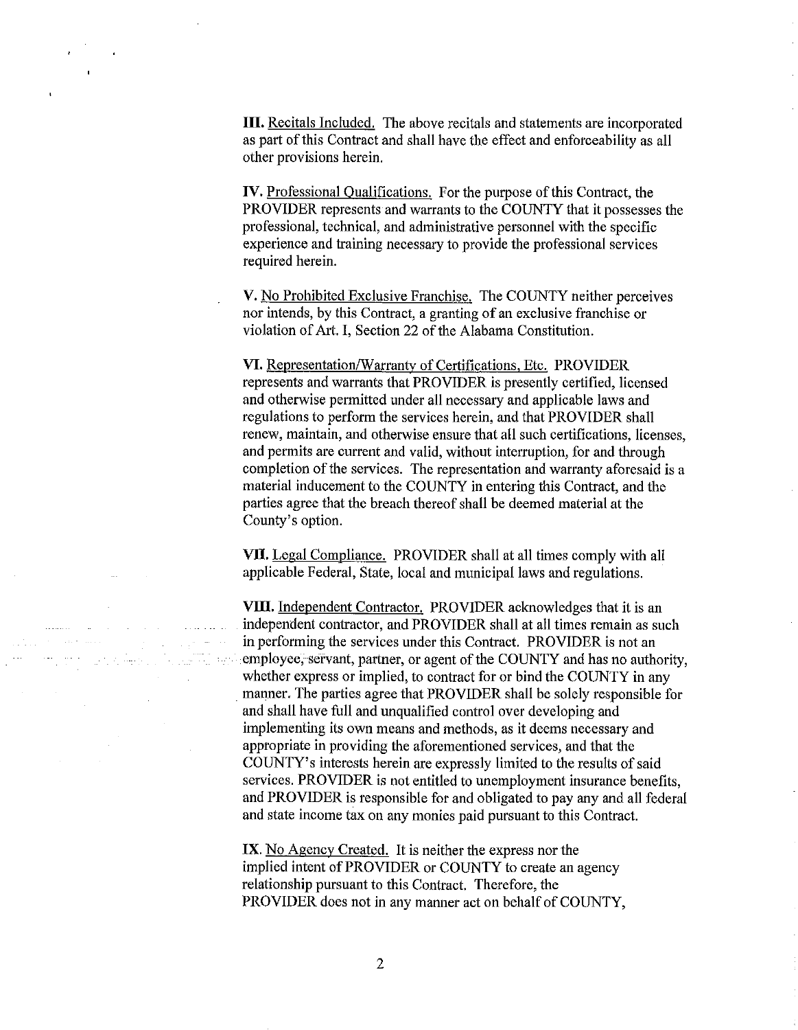**III.** Recitals Included. The above recitals and statements are incorporated as part of this Contract and shall have the effect and enforceability as all other provisions herein.

**IV.** Professional Qualifications. For the purpose of this Contract, the PROVIDER represents and warrants to the COUNTY that it possesses the professional, technical, and administrative personnel with the specific experience and training necessary to provide the professional services required herein.

**V.** No Prohibited Exclusive Franchise. The COUNTY neither perceives nor intends, by this Contract, a granting of an exclusive franchise or violation of Art. I, Section 22 of the Alabama Constitution.

**VI.** Representation/Warranty of Certifications, Etc. PROVIDER represents and warrants that PROVIDER is presently certified, licensed and otherwise permitted under all necessary and applicable laws and regulations to perform the services herein, and that PROVIDER shall renew, maintain, and otherwise ensure that all such certifications, licenses, and permits are current and valid, without interruption, for and through completion of the services. The representation and warranty aforesaid is a material inducement to the COUNTY in entering this Contract, and the parties agree that the breach thereof shall be deemed material at the County's option.

**VII.** Legal Compliance. PROVIDER shall at all times comply with all applicable Federal, State, local and municipal laws and regulations.

**VIII.** Independent Contractor. PROVIDER acknowledges that it is an independent contractor, and PROVIDER shall at all times remain as such in performing the services under this Contract. PROVIDER is not an employee, servant, partner, or agent of the COUNTY and has no authority, whether express or implied, to contract for or bind the COUNTY in any manner. The parties agree that PROVIDER shall be solely responsible for and shall have full and unqualified control over developing and implementing its own means and methods, as it deems necessary and appropriate in providing the aforementioned services, and that the COUNTY's interests herein are expressly limited to the results of said services. PROVIDER is not entitled to unemployment insurance benefits, and PROVIDER is responsible for and obligated to pay any and all federal and state income tax on any monies paid pursuant to this Contract.

**IX.** No Agency Created. It is neither the express nor the implied intent of PROVIDER or COUNTY to create an agency relationship pursuant to this Contract. Therefore, the PROVIDER does not in any manner act on behalf of COUNTY,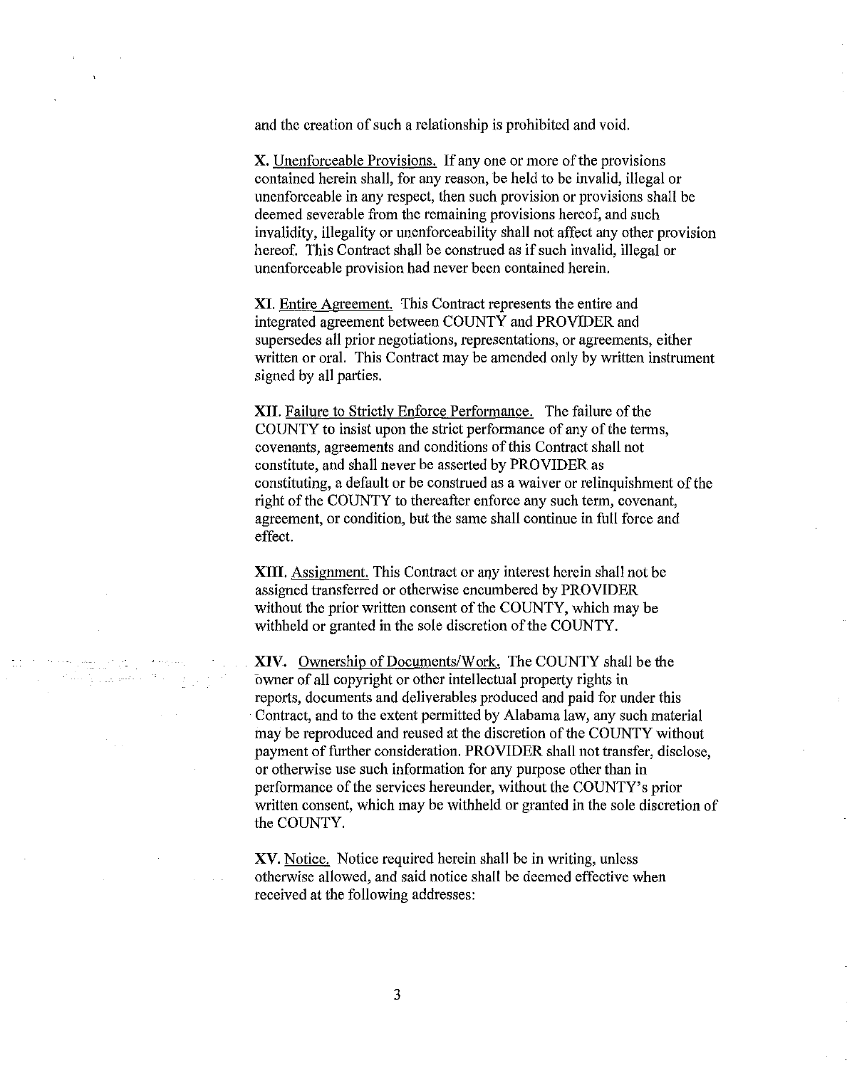and the creation of such a relationship is prohibited and void.

**X.** Unenforceable Provisions. If any one or more of the provisions contained herein shall, for any reason, be held to be invalid, illegal or unenforceable in any respect, then such provision or provisions shall be deemed severable from the remaining provisions hereof, and such invalidity, illegality or unenforceability shall not affect any other provision hereof. This Contract shall be construed as if such invalid, illegal or unenforceable provision had never been contained herein.

**XI.** Entire Agreement. This Contract represents the entire and integrated agreement between COUNTY and PROVIDER and supersedes all prior negotiations, representations, or agreements, either written or oral. This Contract may be amended only by written instrument signed by all parties.

**XII.** Failure to Strictly Enforce Performance. The failure of the COUNTY to insist upon the strict performance of any of the terms, covenants, agreements and conditions of this Contract shall not constitute, and shall never be asserted by PROVIDER as constituting, a default or be construed as a waiver or relinquishment of the right of the COUNTY to thereafter enforce any such term, covenant, agreement, or condition, but the same shall continue in full force and effect.

**XIII.** Assignment. This Contract or any interest herein shall not be assigned transferred or otherwise encumbered by PROVIDER without the prior written consent of the COUNTY, which may be withheld or granted in the sole discretion of the COUNTY.

**XIV.** Ownership of Documents/Work. The COUNTY shall be the owner of all copyright or other intellectual property rights in reports, documents and deliverables produced and paid for under this Contract, and to the extent permitted by Alabama law, any such material may be reproduced and reused at the discretion of the COUNTY without payment of further consideration. PROVIDER shall not transfer, disclose, or otherwise use such information for any purpose other than in performance of the services hereunder, without the COUNTY's prior written consent, which may be withheld or granted in the sole discretion of the COUNTY.

**XV.** Notice. Notice required herein shall be in writing, unless otherwise allowed, and said notice shall be deemed effective when received at the following addresses: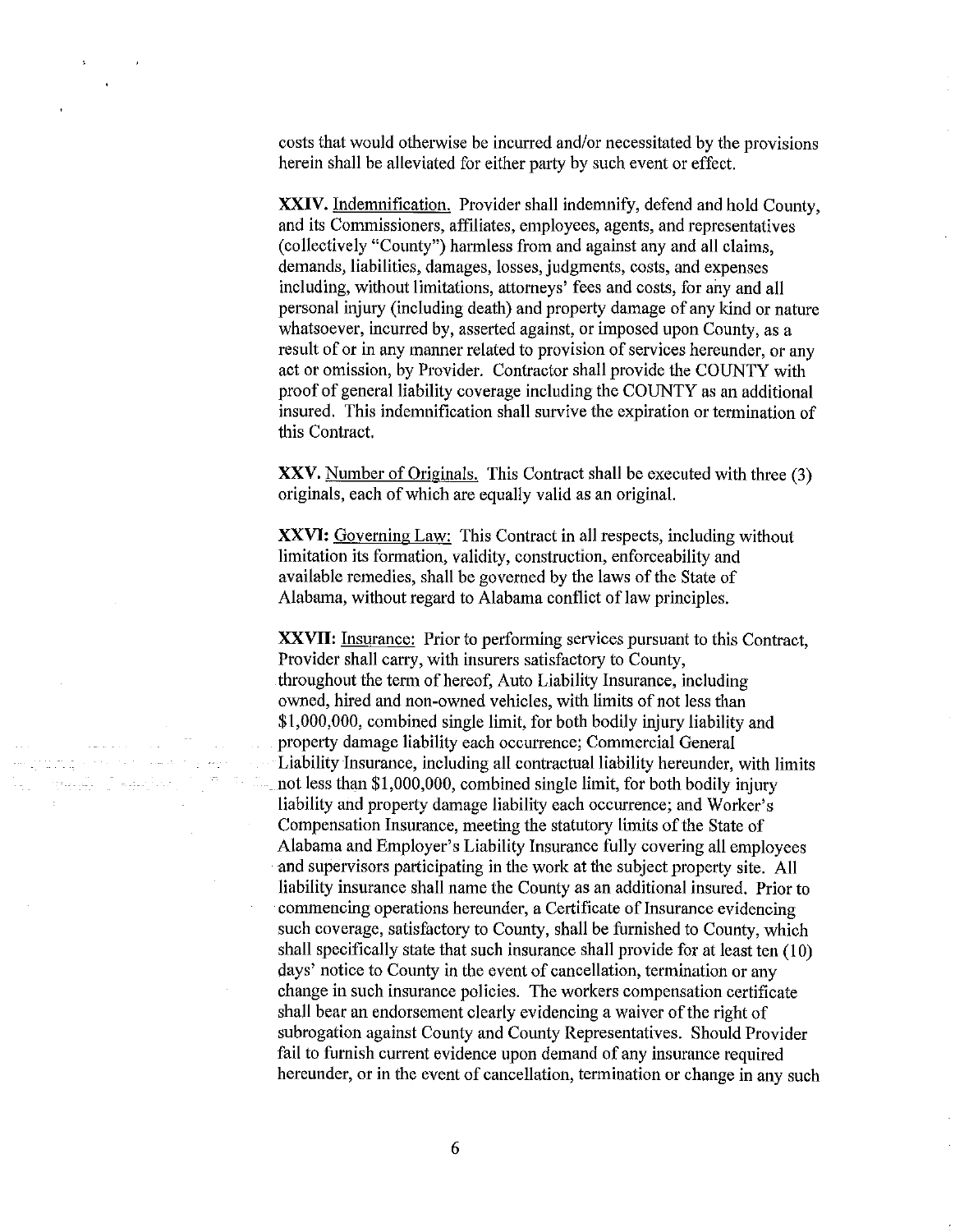costs that would otherwise be incurred and/or necessitated by the provisions herein shall be alleviated for either party by such event or effect.

**XXIV.** Indemnification. Provider shall indemnify, defend and hold County, and its Commissioners, affiliates, employees, agents, and representatives (collectively "County") harmless from and against any and all claims, demands, liabilities, damages, losses, judgments, costs, and expenses including, without limitations, attorneys' fees and costs, for any and all personal injury (including death) and property damage of any kind or nature whatsoever, incurred by, asserted against, or imposed upon County, as a result of or in any manner related to provision of services hereunder, or any act or omission, by Provider. Contractor shall provide the COUNTY with proof of general liability coverage including the COUNTY as an additional insured. This indemnification shall survive the expiration or termination of this Contract.

**XXV.** Number of Originals. This Contract shall be executed with three (3) originals, each of which are equally valid as an original.

**XXVI:** Governing Law: This Contract in all respects, including without limitation its formation, validity, construction, enforceability and available remedies, shall be governed by the laws of the State of Alabama, without regard to Alabama conflict of law principles.

**XXVII:** Insurance: Prior to performing services pursuant to this Contract, Provider shall carry, with insurers satisfactory to County, throughout the term of hereof, Auto Liability Insurance, including owned, hired and non-owned vehicles, with limits of not less than $1,000,000, combined single limit, for both bodily injury liability and property damage liability each occurrence; Commercial General Liability Insurance, including all contractual liability hereunder, with limits not less than $1,000,000, combined single limit, for both bodily injury liability and property damage liability each occurrence; and Worker's Compensation Insurance, meeting the statutory limits of the State of Alabama and Employer's Liability Insurance fully covering all employees and supervisors participating in the work at the subject property site. All liability insurance shall name the County as an additional insured. Prior to commencing operations hereunder, a Certificate of Insurance evidencing such coverage, satisfactory to County, shall be furnished to County, which shall specifically state that such insurance shall provide for at least ten (10) days' notice to County in the event of cancellation, termination or any change in such insurance policies. The workers compensation certificate shall bear an endorsement clearly evidencing a waiver of the right of subrogation against County and County Representatives. Should Provider fail to furnish current evidence upon demand of any insurance required hereunder, or in the event of cancellation, termination or change in any such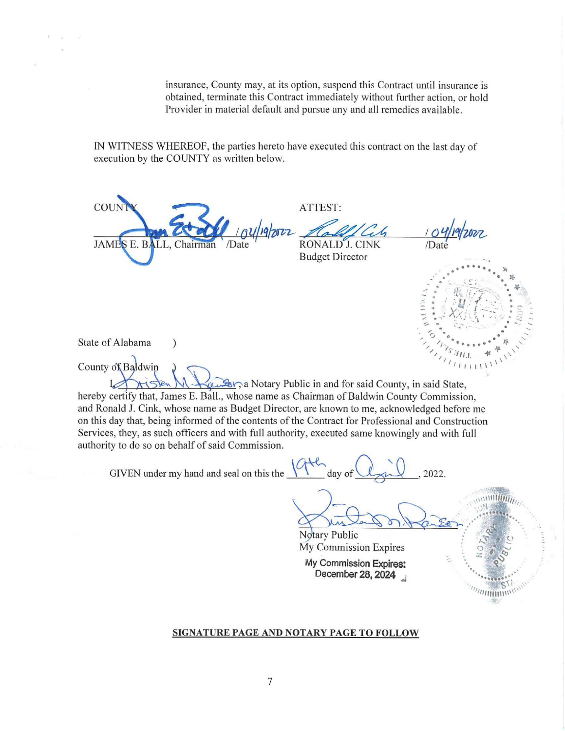insurance, County may, at its option, suspend this Contract until insurance is obtained, terminate this Contract immediately without further action, or hold Provider in material default and pursue any and all remedies available.

IN WITNESS WHEREOF, the parties hereto have executed this contract on the last day of execution by the COUNTY as written below.

COUNTY

_______________ / 04/19/2022
JAMES E. BALL, Chairman /Date

ATTEST:

_______________ / 04/19/2022
RONALD J. CINK /Date
Budget Director

State of Alabama )

County of Baldwin )

I, Kristen M. Ransom, a Notary Public in and for said County, in said State, hereby certify that, James E. Ball., whose name as Chairman of Baldwin County Commission, and Ronald J. Cink, whose name as Budget Director, are known to me, acknowledged before me on this day that, being informed of the contents of the Contract for Professional and Construction Services, they, as such officers and with full authority, executed same knowingly and with full authority to do so on behalf of said Commission.

GIVEN under my hand and seal on this the 19th day of April, 2022.

_______________
Notary Public
My Commission Expires
My Commission Expires:
December 28, 2024

**SIGNATURE PAGE AND NOTARY PAGE TO FOLLOW**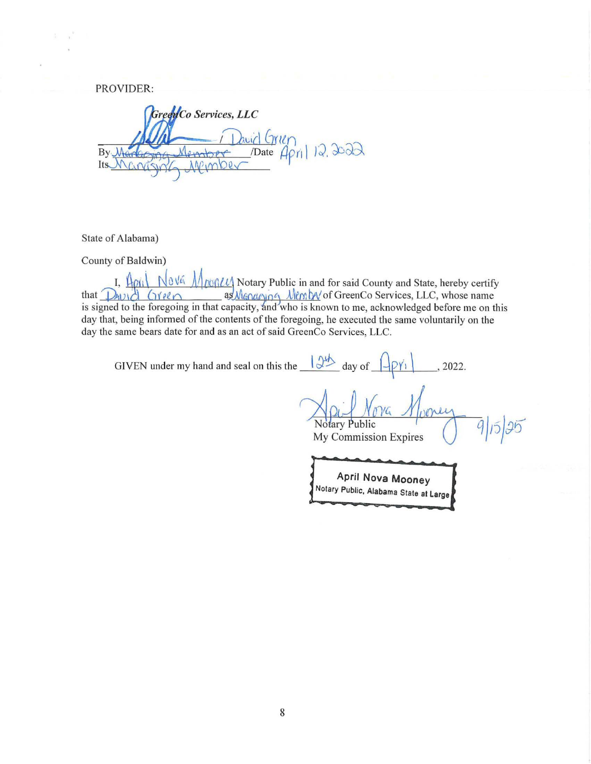PROVIDER:

*GreenCo Services, LLC*

_________________ / David Green

By Managing Member /Date April 12, 2022

Its Managing Member

State of Alabama)

County of Baldwin)

I, April Nova Mooney Notary Public in and for said County and State, hereby certify that David Green as Managing Member of GreenCo Services, LLC, whose name is signed to the foregoing in that capacity, and who is known to me, acknowledged before me on this day that, being informed of the contents of the foregoing, he executed the same voluntarily on the day the same bears date for and as an act of said GreenCo Services, LLC.

GIVEN under my hand and seal on this the 12th day of April, 2022.

April Nova Mooney

Notary Public

My Commission Expires 9/15/25

April Nova Mooney
Notary Public, Alabama State at Large